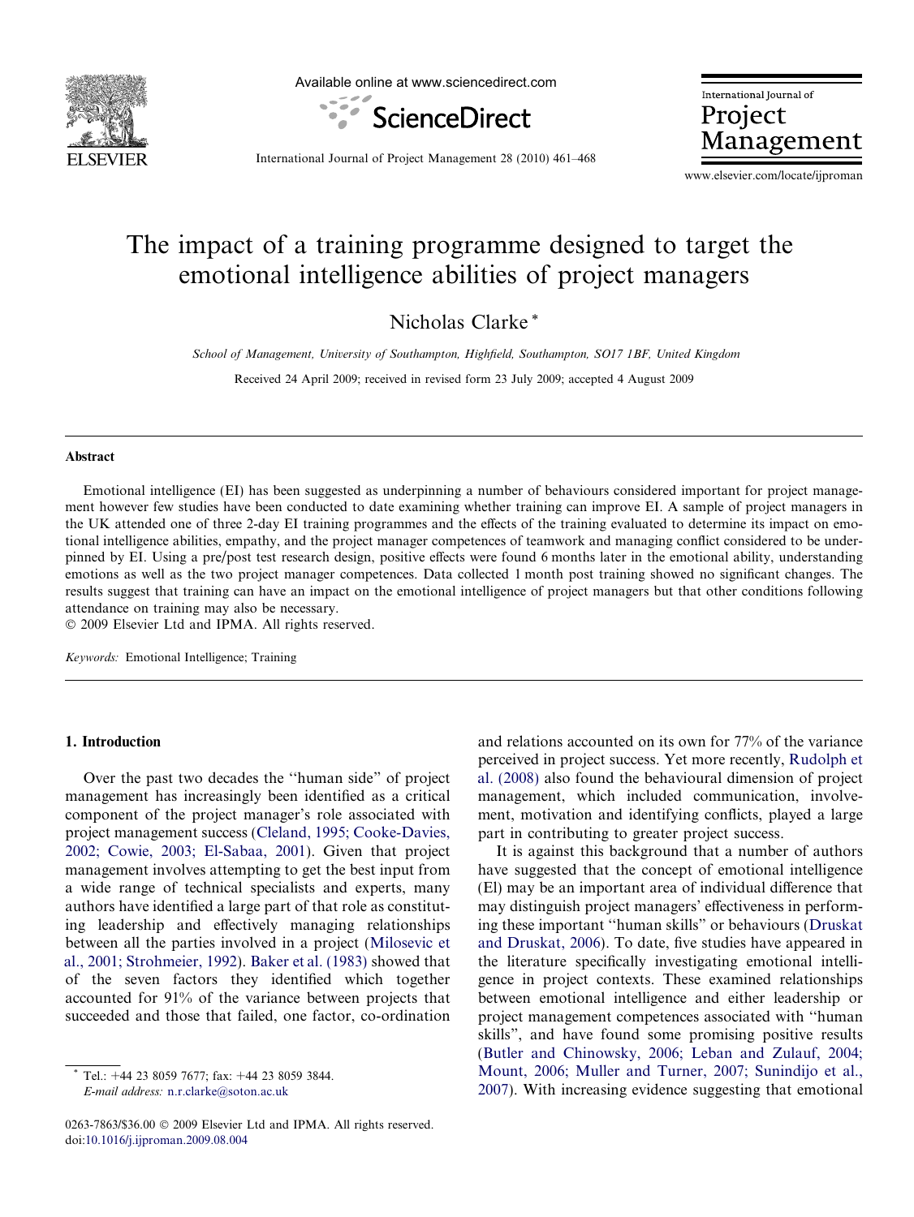# The impact of a training programme designed to target the emotional intelligence abilities of project managers

Nicholas Clarke *

*School of Management, University of Southampton, Highfield, Southampton, SO17 1BF, United Kingdom*

Received 24 April 2009; received in revised form 23 July 2009; accepted 4 August 2009

## Abstract

Emotional intelligence (EI) has been suggested as underpinning a number of behaviours considered important for project management however few studies have been conducted to date examining whether training can improve EI. A sample of project managers in the UK attended one of three 2-day EI training programmes and the effects of the training evaluated to determine its impact on emotional intelligence abilities, empathy, and the project manager competences of teamwork and managing conflict considered to be underpinned by EI. Using a pre/post test research design, positive effects were found 6 months later in the emotional ability, understanding emotions as well as the two project manager competences. Data collected 1 month post training showed no significant changes. The results suggest that training can have an impact on the emotional intelligence of project managers but that other conditions following attendance on training may also be necessary.

© 2009 Elsevier Ltd and IPMA. All rights reserved.

*Keywords:* Emotional Intelligence; Training

## 1. Introduction

Over the past two decades the ''human side'' of project management has increasingly been identified as a critical component of the project manager's role associated with project management success (Cleland, 1995; Cooke-Davies, 2002; Cowie, 2003; El-Sabaa, 2001). Given that project management involves attempting to get the best input from a wide range of technical specialists and experts, many authors have identified a large part of that role as constituting leadership and effectively managing relationships between all the parties involved in a project (Milosevic et al., 2001; Strohmeier, 1992). Baker et al. (1983) showed that of the seven factors they identified which together accounted for 91% of the variance between projects that succeeded and those that failed, one factor, co-ordination and relations accounted on its own for 77% of the variance perceived in project success. Yet more recently, Rudolph et al. (2008) also found the behavioural dimension of project management, which included communication, involvement, motivation and identifying conflicts, played a large part in contributing to greater project success.

It is against this background that a number of authors have suggested that the concept of emotional intelligence (EI) may be an important area of individual difference that may distinguish project managers' effectiveness in performing these important ''human skills'' or behaviours (Druskat and Druskat, 2006). To date, five studies have appeared in the literature specifically investigating emotional intelligence in project contexts. These examined relationships between emotional intelligence and either leadership or project management competences associated with ''human skills'', and have found some promising positive results (Butler and Chinowsky, 2006; Leban and Zulauf, 2004; Mount, 2006; Muller and Turner, 2007; Sunindijo et al., 2007). With increasing evidence suggesting that emotional

* Tel.: +44 23 8059 7677; fax: +44 23 8059 3844.
*E-mail address:* n.r.clarke@soton.ac.uk

0263-7863/$36.00 © 2009 Elsevier Ltd and IPMA. All rights reserved.
doi:10.1016/j.ijproman.2009.08.004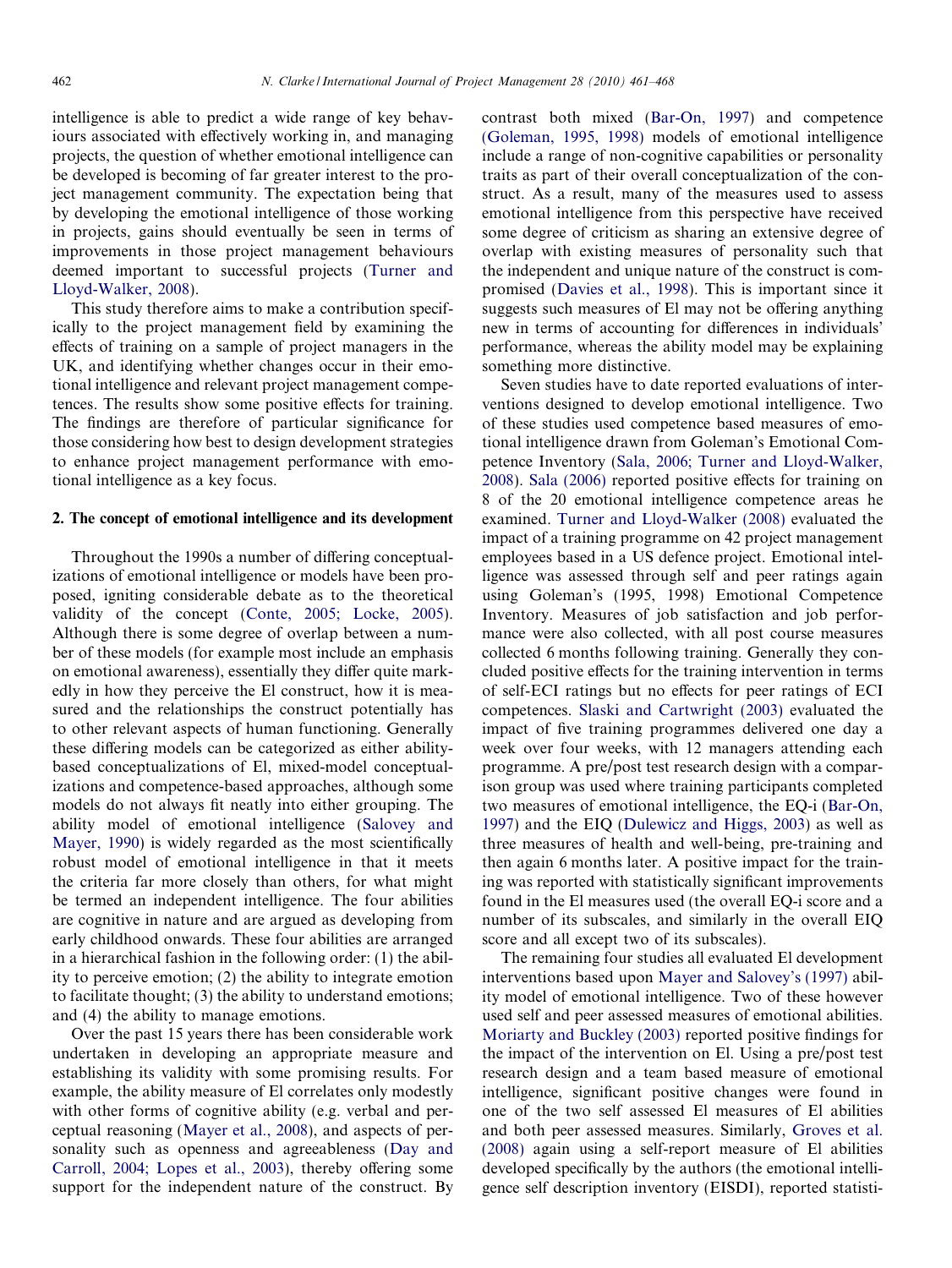intelligence is able to predict a wide range of key behaviours associated with effectively working in, and managing projects, the question of whether emotional intelligence can be developed is becoming of far greater interest to the project management community. The expectation being that by developing the emotional intelligence of those working in projects, gains should eventually be seen in terms of improvements in those project management behaviours deemed important to successful projects (Turner and Lloyd-Walker, 2008).

This study therefore aims to make a contribution specifically to the project management field by examining the effects of training on a sample of project managers in the UK, and identifying whether changes occur in their emotional intelligence and relevant project management competences. The results show some positive effects for training. The findings are therefore of particular significance for those considering how best to design development strategies to enhance project management performance with emotional intelligence as a key focus.

## 2. The concept of emotional intelligence and its development

Throughout the 1990s a number of differing conceptualizations of emotional intelligence or models have been proposed, igniting considerable debate as to the theoretical validity of the concept (Conte, 2005; Locke, 2005). Although there is some degree of overlap between a number of these models (for example most include an emphasis on emotional awareness), essentially they differ quite markedly in how they perceive the EI construct, how it is measured and the relationships the construct potentially has to other relevant aspects of human functioning. Generally these differing models can be categorized as either ability-based conceptualizations of EI, mixed-model conceptualizations and competence-based approaches, although some models do not always fit neatly into either grouping. The ability model of emotional intelligence (Salovey and Mayer, 1990) is widely regarded as the most scientifically robust model of emotional intelligence in that it meets the criteria far more closely than others, for what might be termed an independent intelligence. The four abilities are cognitive in nature and are argued as developing from early childhood onwards. These four abilities are arranged in a hierarchical fashion in the following order: (1) the ability to perceive emotion; (2) the ability to integrate emotion to facilitate thought; (3) the ability to understand emotions; and (4) the ability to manage emotions.

Over the past 15 years there has been considerable work undertaken in developing an appropriate measure and establishing its validity with some promising results. For example, the ability measure of EI correlates only modestly with other forms of cognitive ability (e.g. verbal and perceptual reasoning (Mayer et al., 2008), and aspects of personality such as openness and agreeableness (Day and Carroll, 2004; Lopes et al., 2003), thereby offering some support for the independent nature of the construct. By contrast both mixed (Bar-On, 1997) and competence (Goleman, 1995, 1998) models of emotional intelligence include a range of non-cognitive capabilities or personality traits as part of their overall conceptualization of the construct. As a result, many of the measures used to assess emotional intelligence from this perspective have received some degree of criticism as sharing an extensive degree of overlap with existing measures of personality such that the independent and unique nature of the construct is compromised (Davies et al., 1998). This is important since it suggests such measures of EI may not be offering anything new in terms of accounting for differences in individuals' performance, whereas the ability model may be explaining something more distinctive.

Seven studies have to date reported evaluations of interventions designed to develop emotional intelligence. Two of these studies used competence based measures of emotional intelligence drawn from Goleman's Emotional Competence Inventory (Sala, 2006; Turner and Lloyd-Walker, 2008). Sala (2006) reported positive effects for training on 8 of the 20 emotional intelligence competence areas he examined. Turner and Lloyd-Walker (2008) evaluated the impact of a training programme on 42 project management employees based in a US defence project. Emotional intelligence was assessed through self and peer ratings again using Goleman's (1995, 1998) Emotional Competence Inventory. Measures of job satisfaction and job performance were also collected, with all post course measures collected 6 months following training. Generally they concluded positive effects for the training intervention in terms of self-ECI ratings but no effects for peer ratings of ECI competences. Slaski and Cartwright (2003) evaluated the impact of five training programmes delivered one day a week over four weeks, with 12 managers attending each programme. A pre/post test research design with a comparison group was used where training participants completed two measures of emotional intelligence, the EQ-i (Bar-On, 1997) and the EIQ (Dulewicz and Higgs, 2003) as well as three measures of health and well-being, pre-training and then again 6 months later. A positive impact for the training was reported with statistically significant improvements found in the EI measures used (the overall EQ-i score and a number of its subscales, and similarly in the overall EIQ score and all except two of its subscales).

The remaining four studies all evaluated EI development interventions based upon Mayer and Salovey's (1997) ability model of emotional intelligence. Two of these however used self and peer assessed measures of emotional abilities. Moriarty and Buckley (2003) reported positive findings for the impact of the intervention on EI. Using a pre/post test research design and a team based measure of emotional intelligence, significant positive changes were found in one of the two self assessed EI measures of EI abilities and both peer assessed measures. Similarly, Groves et al. (2008) again using a self-report measure of EI abilities developed specifically by the authors (the emotional intelligence self description inventory (EISDI), reported statisti-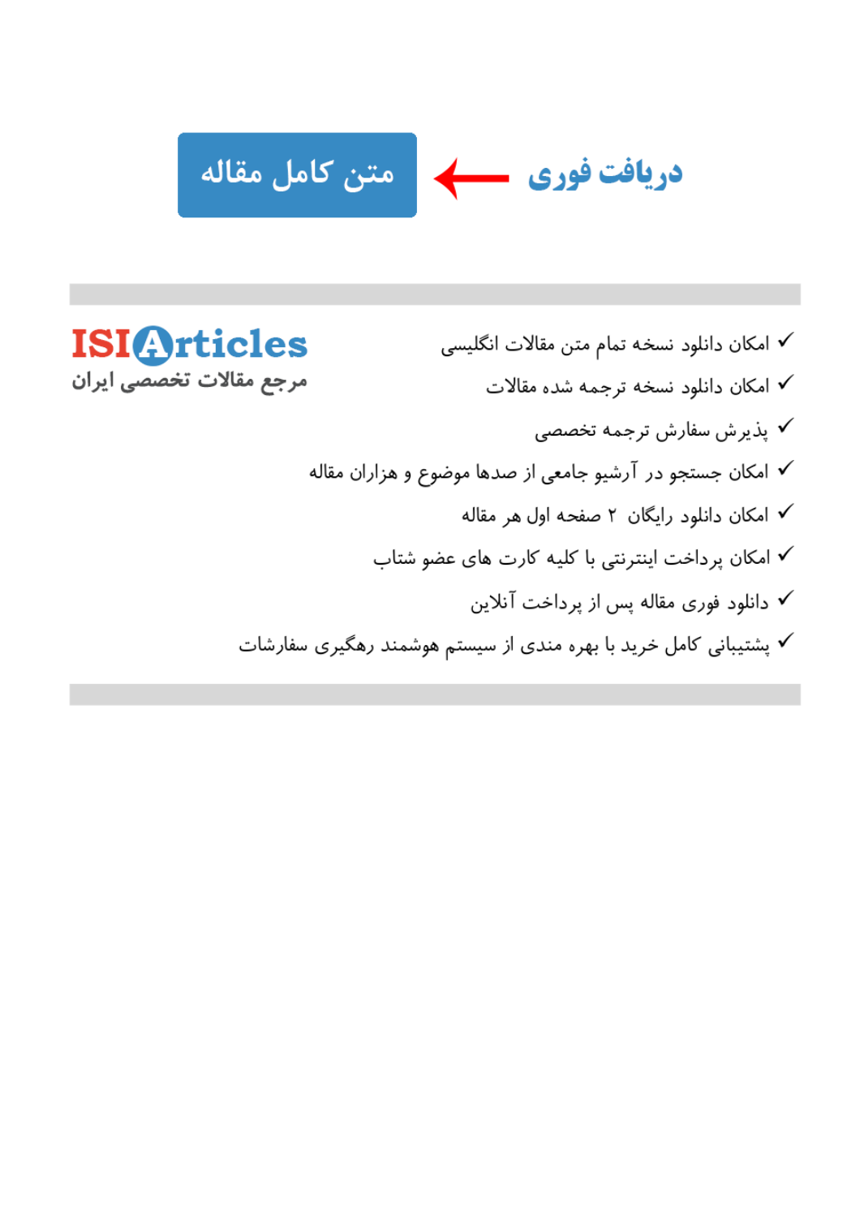دریافت فوری ← متن کامل مقاله

**ISIArticles**
مرجع مقالات تخصصی ایران

- ✓ امکان دانلود نسخه تمام متن مقالات انگلیسی
- ✓ امکان دانلود نسخه ترجمه شده مقالات
- ✓ پذیرش سفارش ترجمه تخصصی
- ✓ امکان جستجو در آرشیو جامعی از صدها موضوع و هزاران مقاله
- ✓ امکان دانلود رایگان ۲ صفحه اول هر مقاله
- ✓ امکان پرداخت اینترنتی با کلیه کارت های عضو شتاب
- ✓ دانلود فوری مقاله پس از پرداخت آنلاین
- ✓ پشتیبانی کامل خرید با بهره مندی از سیستم هوشمند رهگیری سفارشات